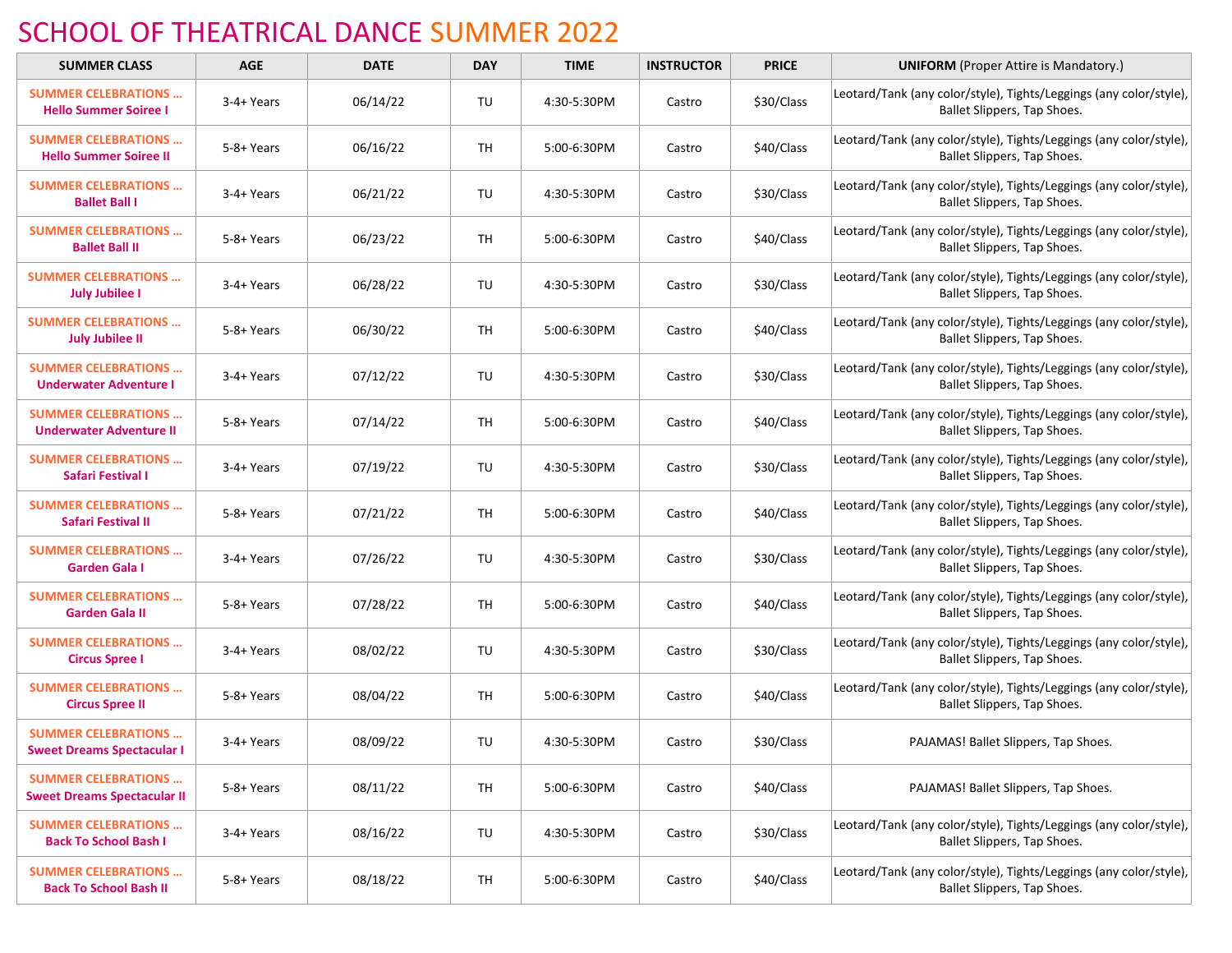# SCHOOL OF THEATRICAL DANCE SUMMER 2022

| SUMMER CLASS | AGE | DATE | DAY | TIME | INSTRUCTOR | PRICE | UNIFORM (Proper Attire is Mandatory.) |
|---|---|---|---|---|---|---|---|
| **SUMMER CELEBRATIONS … Hello Summer Soiree I** | 3-4+ Years | 06/14/22 | TU | 4:30-5:30PM | Castro | $30/Class | Leotard/Tank (any color/style), Tights/Leggings (any color/style), Ballet Slippers, Tap Shoes. |
| **SUMMER CELEBRATIONS … Hello Summer Soiree II** | 5-8+ Years | 06/16/22 | TH | 5:00-6:30PM | Castro | $40/Class | Leotard/Tank (any color/style), Tights/Leggings (any color/style), Ballet Slippers, Tap Shoes. |
| **SUMMER CELEBRATIONS … Ballet Ball I** | 3-4+ Years | 06/21/22 | TU | 4:30-5:30PM | Castro | $30/Class | Leotard/Tank (any color/style), Tights/Leggings (any color/style), Ballet Slippers, Tap Shoes. |
| **SUMMER CELEBRATIONS … Ballet Ball II** | 5-8+ Years | 06/23/22 | TH | 5:00-6:30PM | Castro | $40/Class | Leotard/Tank (any color/style), Tights/Leggings (any color/style), Ballet Slippers, Tap Shoes. |
| **SUMMER CELEBRATIONS … July Jubilee I** | 3-4+ Years | 06/28/22 | TU | 4:30-5:30PM | Castro | $30/Class | Leotard/Tank (any color/style), Tights/Leggings (any color/style), Ballet Slippers, Tap Shoes. |
| **SUMMER CELEBRATIONS … July Jubilee II** | 5-8+ Years | 06/30/22 | TH | 5:00-6:30PM | Castro | $40/Class | Leotard/Tank (any color/style), Tights/Leggings (any color/style), Ballet Slippers, Tap Shoes. |
| **SUMMER CELEBRATIONS … Underwater Adventure I** | 3-4+ Years | 07/12/22 | TU | 4:30-5:30PM | Castro | $30/Class | Leotard/Tank (any color/style), Tights/Leggings (any color/style), Ballet Slippers, Tap Shoes. |
| **SUMMER CELEBRATIONS … Underwater Adventure II** | 5-8+ Years | 07/14/22 | TH | 5:00-6:30PM | Castro | $40/Class | Leotard/Tank (any color/style), Tights/Leggings (any color/style), Ballet Slippers, Tap Shoes. |
| **SUMMER CELEBRATIONS … Safari Festival I** | 3-4+ Years | 07/19/22 | TU | 4:30-5:30PM | Castro | $30/Class | Leotard/Tank (any color/style), Tights/Leggings (any color/style), Ballet Slippers, Tap Shoes. |
| **SUMMER CELEBRATIONS … Safari Festival II** | 5-8+ Years | 07/21/22 | TH | 5:00-6:30PM | Castro | $40/Class | Leotard/Tank (any color/style), Tights/Leggings (any color/style), Ballet Slippers, Tap Shoes. |
| **SUMMER CELEBRATIONS … Garden Gala I** | 3-4+ Years | 07/26/22 | TU | 4:30-5:30PM | Castro | $30/Class | Leotard/Tank (any color/style), Tights/Leggings (any color/style), Ballet Slippers, Tap Shoes. |
| **SUMMER CELEBRATIONS … Garden Gala II** | 5-8+ Years | 07/28/22 | TH | 5:00-6:30PM | Castro | $40/Class | Leotard/Tank (any color/style), Tights/Leggings (any color/style), Ballet Slippers, Tap Shoes. |
| **SUMMER CELEBRATIONS … Circus Spree I** | 3-4+ Years | 08/02/22 | TU | 4:30-5:30PM | Castro | $30/Class | Leotard/Tank (any color/style), Tights/Leggings (any color/style), Ballet Slippers, Tap Shoes. |
| **SUMMER CELEBRATIONS … Circus Spree II** | 5-8+ Years | 08/04/22 | TH | 5:00-6:30PM | Castro | $40/Class | Leotard/Tank (any color/style), Tights/Leggings (any color/style), Ballet Slippers, Tap Shoes. |
| **SUMMER CELEBRATIONS … Sweet Dreams Spectacular I** | 3-4+ Years | 08/09/22 | TU | 4:30-5:30PM | Castro | $30/Class | PAJAMAS! Ballet Slippers, Tap Shoes. |
| **SUMMER CELEBRATIONS … Sweet Dreams Spectacular II** | 5-8+ Years | 08/11/22 | TH | 5:00-6:30PM | Castro | $40/Class | PAJAMAS! Ballet Slippers, Tap Shoes. |
| **SUMMER CELEBRATIONS … Back To School Bash I** | 3-4+ Years | 08/16/22 | TU | 4:30-5:30PM | Castro | $30/Class | Leotard/Tank (any color/style), Tights/Leggings (any color/style), Ballet Slippers, Tap Shoes. |
| **SUMMER CELEBRATIONS … Back To School Bash II** | 5-8+ Years | 08/18/22 | TH | 5:00-6:30PM | Castro | $40/Class | Leotard/Tank (any color/style), Tights/Leggings (any color/style), Ballet Slippers, Tap Shoes. |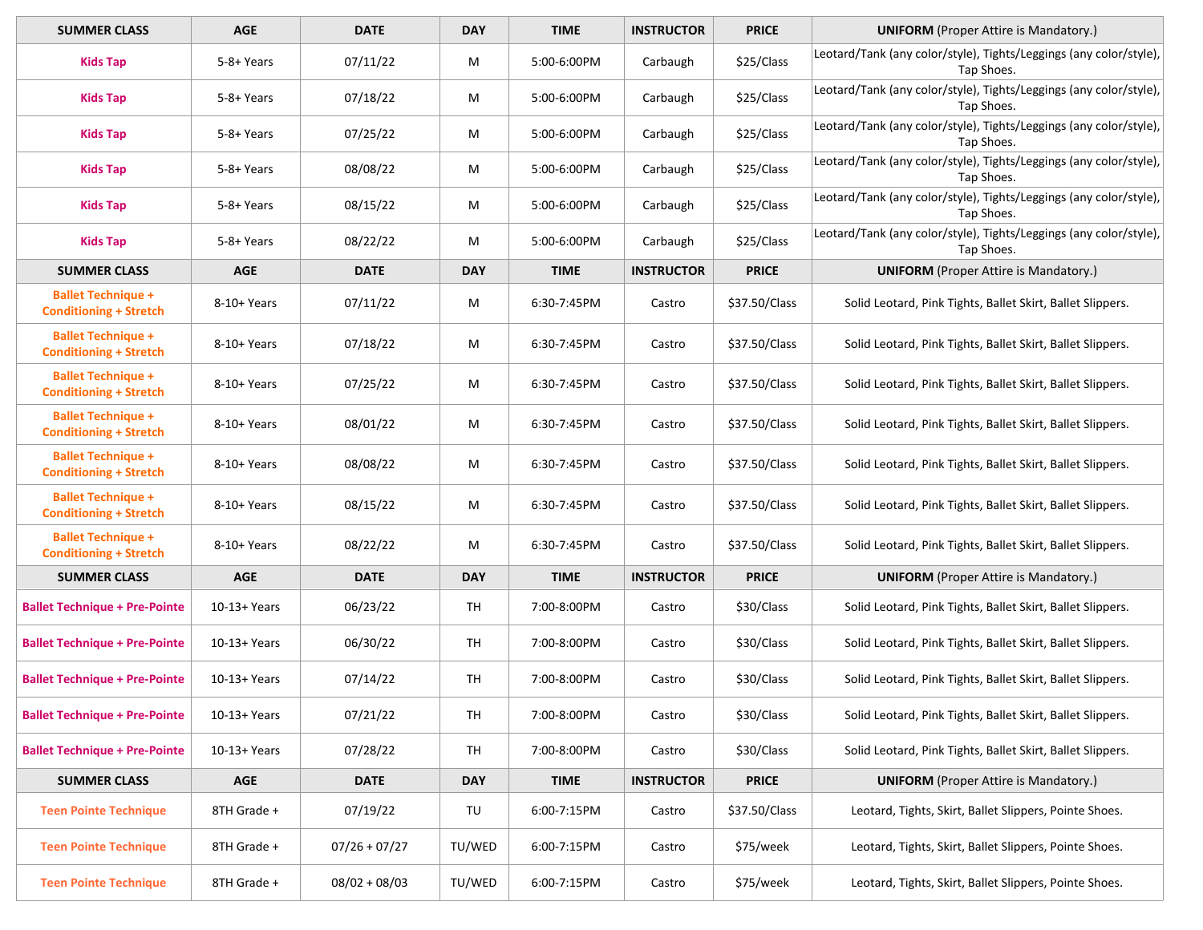| SUMMER CLASS | AGE | DATE | DAY | TIME | INSTRUCTOR | PRICE | **UNIFORM** (Proper Attire is Mandatory.) |
|---|---|---|---|---|---|---|---|
| **Kids Tap** | 5-8+ Years | 07/11/22 | M | 5:00-6:00PM | Carbaugh | $25/Class | Leotard/Tank (any color/style), Tights/Leggings (any color/style), Tap Shoes. |
| **Kids Tap** | 5-8+ Years | 07/18/22 | M | 5:00-6:00PM | Carbaugh | $25/Class | Leotard/Tank (any color/style), Tights/Leggings (any color/style), Tap Shoes. |
| **Kids Tap** | 5-8+ Years | 07/25/22 | M | 5:00-6:00PM | Carbaugh | $25/Class | Leotard/Tank (any color/style), Tights/Leggings (any color/style), Tap Shoes. |
| **Kids Tap** | 5-8+ Years | 08/08/22 | M | 5:00-6:00PM | Carbaugh | $25/Class | Leotard/Tank (any color/style), Tights/Leggings (any color/style), Tap Shoes. |
| **Kids Tap** | 5-8+ Years | 08/15/22 | M | 5:00-6:00PM | Carbaugh | $25/Class | Leotard/Tank (any color/style), Tights/Leggings (any color/style), Tap Shoes. |
| **Kids Tap** | 5-8+ Years | 08/22/22 | M | 5:00-6:00PM | Carbaugh | $25/Class | Leotard/Tank (any color/style), Tights/Leggings (any color/style), Tap Shoes. |
| **SUMMER CLASS** | **AGE** | **DATE** | **DAY** | **TIME** | **INSTRUCTOR** | **PRICE** | **UNIFORM** (Proper Attire is Mandatory.) |
| **Ballet Technique + Conditioning + Stretch** | 8-10+ Years | 07/11/22 | M | 6:30-7:45PM | Castro | $37.50/Class | Solid Leotard, Pink Tights, Ballet Skirt, Ballet Slippers. |
| **Ballet Technique + Conditioning + Stretch** | 8-10+ Years | 07/18/22 | M | 6:30-7:45PM | Castro | $37.50/Class | Solid Leotard, Pink Tights, Ballet Skirt, Ballet Slippers. |
| **Ballet Technique + Conditioning + Stretch** | 8-10+ Years | 07/25/22 | M | 6:30-7:45PM | Castro | $37.50/Class | Solid Leotard, Pink Tights, Ballet Skirt, Ballet Slippers. |
| **Ballet Technique + Conditioning + Stretch** | 8-10+ Years | 08/01/22 | M | 6:30-7:45PM | Castro | $37.50/Class | Solid Leotard, Pink Tights, Ballet Skirt, Ballet Slippers. |
| **Ballet Technique + Conditioning + Stretch** | 8-10+ Years | 08/08/22 | M | 6:30-7:45PM | Castro | $37.50/Class | Solid Leotard, Pink Tights, Ballet Skirt, Ballet Slippers. |
| **Ballet Technique + Conditioning + Stretch** | 8-10+ Years | 08/15/22 | M | 6:30-7:45PM | Castro | $37.50/Class | Solid Leotard, Pink Tights, Ballet Skirt, Ballet Slippers. |
| **Ballet Technique + Conditioning + Stretch** | 8-10+ Years | 08/22/22 | M | 6:30-7:45PM | Castro | $37.50/Class | Solid Leotard, Pink Tights, Ballet Skirt, Ballet Slippers. |
| **SUMMER CLASS** | **AGE** | **DATE** | **DAY** | **TIME** | **INSTRUCTOR** | **PRICE** | **UNIFORM** (Proper Attire is Mandatory.) |
| **Ballet Technique + Pre-Pointe** | 10-13+ Years | 06/23/22 | TH | 7:00-8:00PM | Castro | $30/Class | Solid Leotard, Pink Tights, Ballet Skirt, Ballet Slippers. |
| **Ballet Technique + Pre-Pointe** | 10-13+ Years | 06/30/22 | TH | 7:00-8:00PM | Castro | $30/Class | Solid Leotard, Pink Tights, Ballet Skirt, Ballet Slippers. |
| **Ballet Technique + Pre-Pointe** | 10-13+ Years | 07/14/22 | TH | 7:00-8:00PM | Castro | $30/Class | Solid Leotard, Pink Tights, Ballet Skirt, Ballet Slippers. |
| **Ballet Technique + Pre-Pointe** | 10-13+ Years | 07/21/22 | TH | 7:00-8:00PM | Castro | $30/Class | Solid Leotard, Pink Tights, Ballet Skirt, Ballet Slippers. |
| **Ballet Technique + Pre-Pointe** | 10-13+ Years | 07/28/22 | TH | 7:00-8:00PM | Castro | $30/Class | Solid Leotard, Pink Tights, Ballet Skirt, Ballet Slippers. |
| **SUMMER CLASS** | **AGE** | **DATE** | **DAY** | **TIME** | **INSTRUCTOR** | **PRICE** | **UNIFORM** (Proper Attire is Mandatory.) |
| **Teen Pointe Technique** | 8TH Grade + | 07/19/22 | TU | 6:00-7:15PM | Castro | $37.50/Class | Leotard, Tights, Skirt, Ballet Slippers, Pointe Shoes. |
| **Teen Pointe Technique** | 8TH Grade + | 07/26 + 07/27 | TU/WED | 6:00-7:15PM | Castro | $75/week | Leotard, Tights, Skirt, Ballet Slippers, Pointe Shoes. |
| **Teen Pointe Technique** | 8TH Grade + | 08/02 + 08/03 | TU/WED | 6:00-7:15PM | Castro | $75/week | Leotard, Tights, Skirt, Ballet Slippers, Pointe Shoes. |